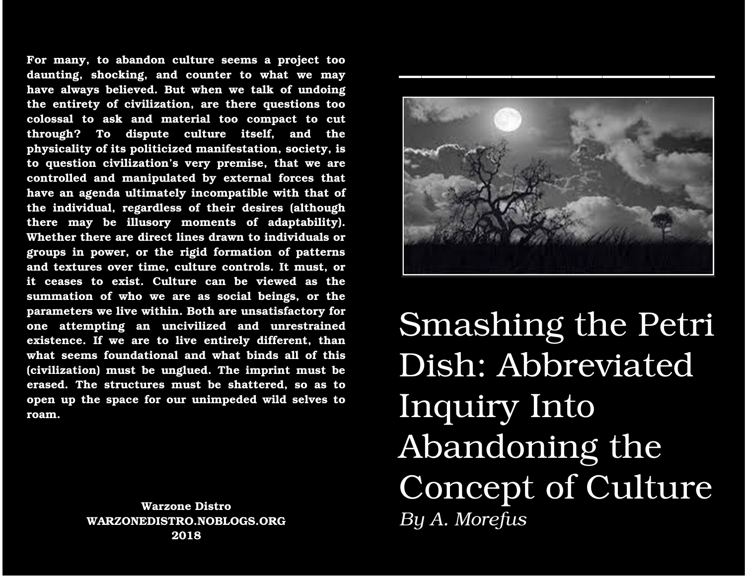For many, to abandon culture seems a project too daunting, shocking, and counter to what we may have always believed. But when we talk of undoing the entirety of civilization, are there questions too colossal to ask and material too compact to cut through? To dispute culture itself, and the physicality of its politicized manifestation, society, is to question civilization's very premise, that we are controlled and manipulated by external forces that have an agenda ultimately incompatible with that of the individual, regardless of their desires (although there may be illusory moments of adaptability). Whether there are direct lines drawn to individuals or groups in power, or the rigid formation of patterns and textures over time, culture controls. It must, or it ceases to exist. Culture can be viewed as the summation of who we are as social beings, or the parameters we live within. Both are unsatisfactory for one attempting an uncivilized and unrestrained existence. If we are to live entirely different, than what seems foundational and what binds all of this (civilization) must be unglued. The imprint must be erased. The structures must be shattered, so as to open up the space for our unimpeded wild selves to roam.

**Warzone Distro**
**WARZONEDISTRO.NOBLOGS.ORG**
**2018**

# Smashing the Petri Dish: Abbreviated Inquiry Into Abandoning the Concept of Culture

*By A. Morefus*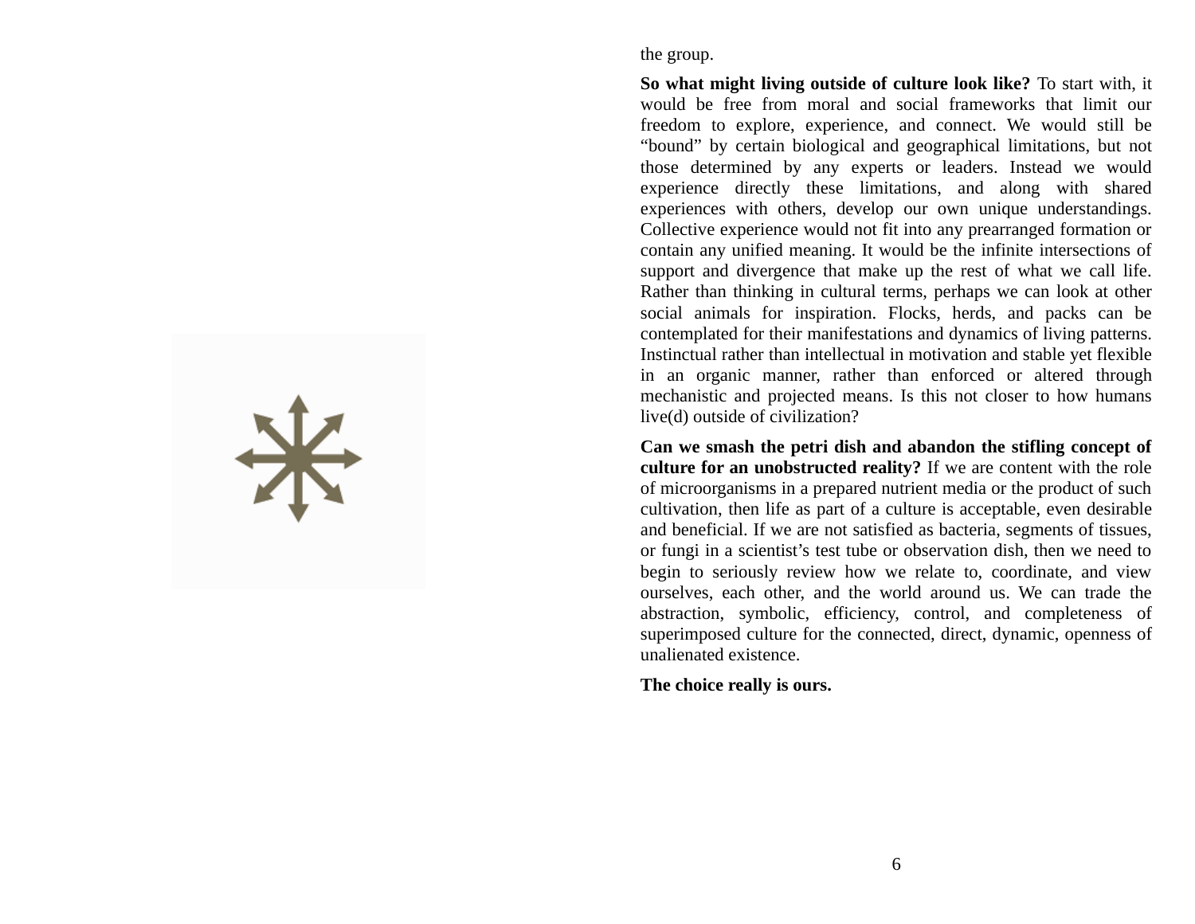the group.

**So what might living outside of culture look like?** To start with, it would be free from moral and social frameworks that limit our freedom to explore, experience, and connect. We would still be "bound" by certain biological and geographical limitations, but not those determined by any experts or leaders. Instead we would experience directly these limitations, and along with shared experiences with others, develop our own unique understandings. Collective experience would not fit into any prearranged formation or contain any unified meaning. It would be the infinite intersections of support and divergence that make up the rest of what we call life. Rather than thinking in cultural terms, perhaps we can look at other social animals for inspiration. Flocks, herds, and packs can be contemplated for their manifestations and dynamics of living patterns. Instinctual rather than intellectual in motivation and stable yet flexible in an organic manner, rather than enforced or altered through mechanistic and projected means. Is this not closer to how humans live(d) outside of civilization?

**Can we smash the petri dish and abandon the stifling concept of culture for an unobstructed reality?** If we are content with the role of microorganisms in a prepared nutrient media or the product of such cultivation, then life as part of a culture is acceptable, even desirable and beneficial. If we are not satisfied as bacteria, segments of tissues, or fungi in a scientist's test tube or observation dish, then we need to begin to seriously review how we relate to, coordinate, and view ourselves, each other, and the world around us. We can trade the abstraction, symbolic, efficiency, control, and completeness of superimposed culture for the connected, direct, dynamic, openness of unalienated existence.

**The choice really is ours.**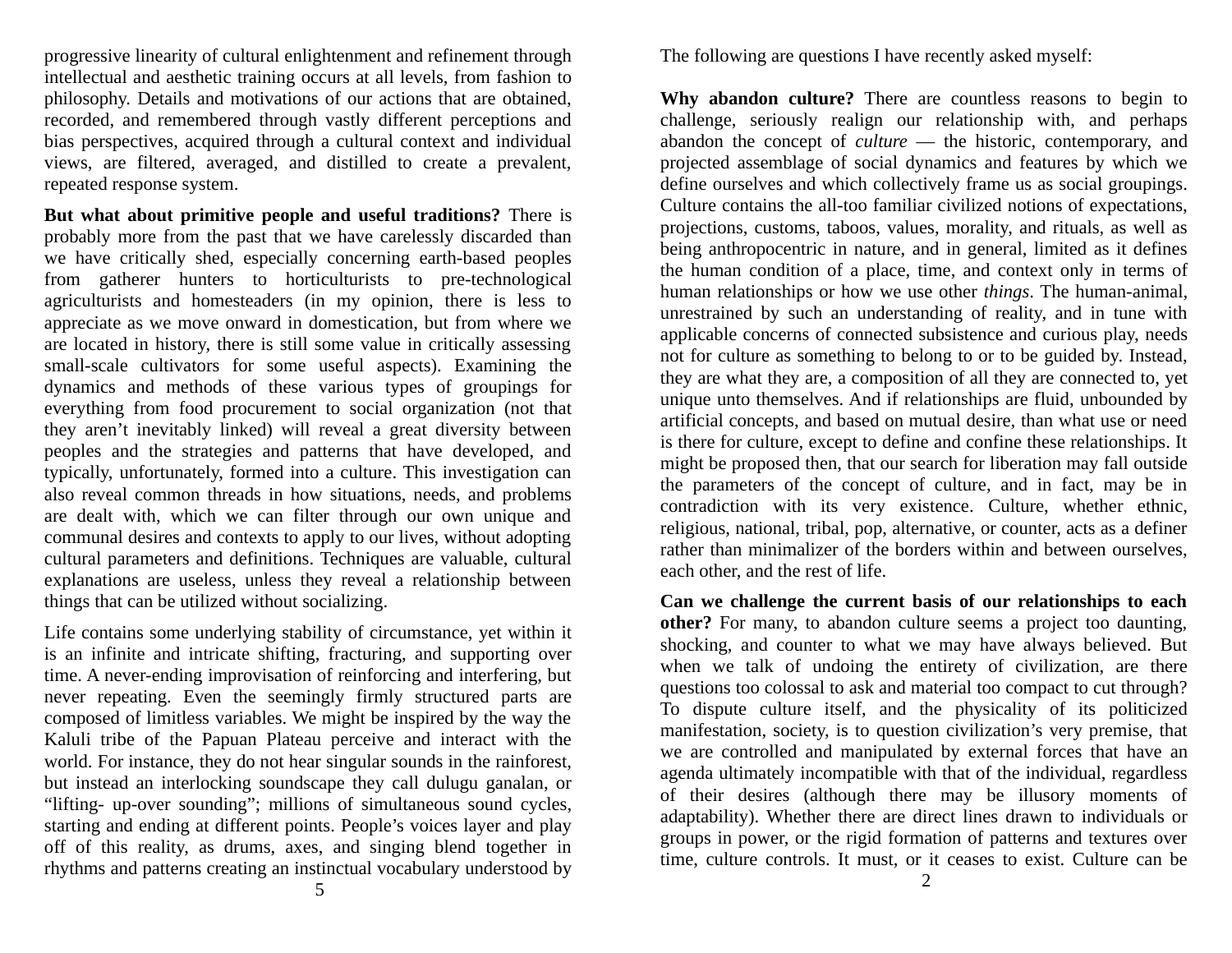progressive linearity of cultural enlightenment and refinement through intellectual and aesthetic training occurs at all levels, from fashion to philosophy. Details and motivations of our actions that are obtained, recorded, and remembered through vastly different perceptions and bias perspectives, acquired through a cultural context and individual views, are filtered, averaged, and distilled to create a prevalent, repeated response system.

**But what about primitive people and useful traditions?** There is probably more from the past that we have carelessly discarded than we have critically shed, especially concerning earth-based peoples from gatherer hunters to horticulturists to pre-technological agriculturists and homesteaders (in my opinion, there is less to appreciate as we move onward in domestication, but from where we are located in history, there is still some value in critically assessing small-scale cultivators for some useful aspects). Examining the dynamics and methods of these various types of groupings for everything from food procurement to social organization (not that they aren't inevitably linked) will reveal a great diversity between peoples and the strategies and patterns that have developed, and typically, unfortunately, formed into a culture. This investigation can also reveal common threads in how situations, needs, and problems are dealt with, which we can filter through our own unique and communal desires and contexts to apply to our lives, without adopting cultural parameters and definitions. Techniques are valuable, cultural explanations are useless, unless they reveal a relationship between things that can be utilized without socializing.

Life contains some underlying stability of circumstance, yet within it is an infinite and intricate shifting, fracturing, and supporting over time. A never-ending improvisation of reinforcing and interfering, but never repeating. Even the seemingly firmly structured parts are composed of limitless variables. We might be inspired by the way the Kaluli tribe of the Papuan Plateau perceive and interact with the world. For instance, they do not hear singular sounds in the rainforest, but instead an interlocking soundscape they call dulugu ganalan, or "lifting- up-over sounding"; millions of simultaneous sound cycles, starting and ending at different points. People's voices layer and play off of this reality, as drums, axes, and singing blend together in rhythms and patterns creating an instinctual vocabulary understood by

The following are questions I have recently asked myself:

**Why abandon culture?** There are countless reasons to begin to challenge, seriously realign our relationship with, and perhaps abandon the concept of *culture* — the historic, contemporary, and projected assemblage of social dynamics and features by which we define ourselves and which collectively frame us as social groupings. Culture contains the all-too familiar civilized notions of expectations, projections, customs, taboos, values, morality, and rituals, as well as being anthropocentric in nature, and in general, limited as it defines the human condition of a place, time, and context only in terms of human relationships or how we use other *things*. The human-animal, unrestrained by such an understanding of reality, and in tune with applicable concerns of connected subsistence and curious play, needs not for culture as something to belong to or to be guided by. Instead, they are what they are, a composition of all they are connected to, yet unique unto themselves. And if relationships are fluid, unbounded by artificial concepts, and based on mutual desire, than what use or need is there for culture, except to define and confine these relationships. It might be proposed then, that our search for liberation may fall outside the parameters of the concept of culture, and in fact, may be in contradiction with its very existence. Culture, whether ethnic, religious, national, tribal, pop, alternative, or counter, acts as a definer rather than minimalizer of the borders within and between ourselves, each other, and the rest of life.

**Can we challenge the current basis of our relationships to each other?** For many, to abandon culture seems a project too daunting, shocking, and counter to what we may have always believed. But when we talk of undoing the entirety of civilization, are there questions too colossal to ask and material too compact to cut through? To dispute culture itself, and the physicality of its politicized manifestation, society, is to question civilization's very premise, that we are controlled and manipulated by external forces that have an agenda ultimately incompatible with that of the individual, regardless of their desires (although there may be illusory moments of adaptability). Whether there are direct lines drawn to individuals or groups in power, or the rigid formation of patterns and textures over time, culture controls. It must, or it ceases to exist. Culture can be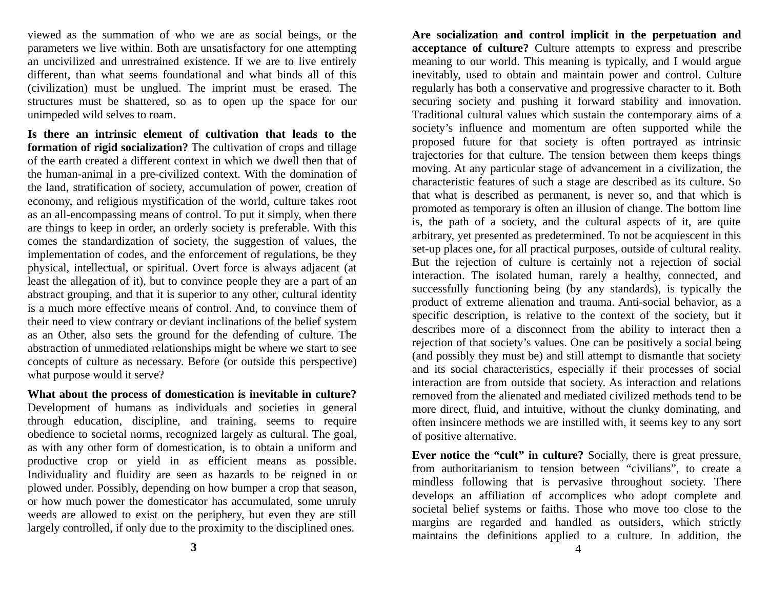viewed as the summation of who we are as social beings, or the parameters we live within. Both are unsatisfactory for one attempting an uncivilized and unrestrained existence. If we are to live entirely different, than what seems foundational and what binds all of this (civilization) must be unglued. The imprint must be erased. The structures must be shattered, so as to open up the space for our unimpeded wild selves to roam.

**Is there an intrinsic element of cultivation that leads to the formation of rigid socialization?** The cultivation of crops and tillage of the earth created a different context in which we dwell then that of the human-animal in a pre-civilized context. With the domination of the land, stratification of society, accumulation of power, creation of economy, and religious mystification of the world, culture takes root as an all-encompassing means of control. To put it simply, when there are things to keep in order, an orderly society is preferable. With this comes the standardization of society, the suggestion of values, the implementation of codes, and the enforcement of regulations, be they physical, intellectual, or spiritual. Overt force is always adjacent (at least the allegation of it), but to convince people they are a part of an abstract grouping, and that it is superior to any other, cultural identity is a much more effective means of control. And, to convince them of their need to view contrary or deviant inclinations of the belief system as an Other, also sets the ground for the defending of culture. The abstraction of unmediated relationships might be where we start to see concepts of culture as necessary. Before (or outside this perspective) what purpose would it serve?

**What about the process of domestication is inevitable in culture?** Development of humans as individuals and societies in general through education, discipline, and training, seems to require obedience to societal norms, recognized largely as cultural. The goal, as with any other form of domestication, is to obtain a uniform and productive crop or yield in as efficient means as possible. Individuality and fluidity are seen as hazards to be reigned in or plowed under. Possibly, depending on how bumper a crop that season, or how much power the domesticator has accumulated, some unruly weeds are allowed to exist on the periphery, but even they are still largely controlled, if only due to the proximity to the disciplined ones.

**Are socialization and control implicit in the perpetuation and acceptance of culture?** Culture attempts to express and prescribe meaning to our world. This meaning is typically, and I would argue inevitably, used to obtain and maintain power and control. Culture regularly has both a conservative and progressive character to it. Both securing society and pushing it forward stability and innovation. Traditional cultural values which sustain the contemporary aims of a society's influence and momentum are often supported while the proposed future for that society is often portrayed as intrinsic trajectories for that culture. The tension between them keeps things moving. At any particular stage of advancement in a civilization, the characteristic features of such a stage are described as its culture. So that what is described as permanent, is never so, and that which is promoted as temporary is often an illusion of change. The bottom line is, the path of a society, and the cultural aspects of it, are quite arbitrary, yet presented as predetermined. To not be acquiescent in this set-up places one, for all practical purposes, outside of cultural reality. But the rejection of culture is certainly not a rejection of social interaction. The isolated human, rarely a healthy, connected, and successfully functioning being (by any standards), is typically the product of extreme alienation and trauma. Anti-social behavior, as a specific description, is relative to the context of the society, but it describes more of a disconnect from the ability to interact then a rejection of that society's values. One can be positively a social being (and possibly they must be) and still attempt to dismantle that society and its social characteristics, especially if their processes of social interaction are from outside that society. As interaction and relations removed from the alienated and mediated civilized methods tend to be more direct, fluid, and intuitive, without the clunky dominating, and often insincere methods we are instilled with, it seems key to any sort of positive alternative.

**Ever notice the "cult" in culture?** Socially, there is great pressure, from authoritarianism to tension between "civilians", to create a mindless following that is pervasive throughout society. There develops an affiliation of accomplices who adopt complete and societal belief systems or faiths. Those who move too close to the margins are regarded and handled as outsiders, which strictly maintains the definitions applied to a culture. In addition, the